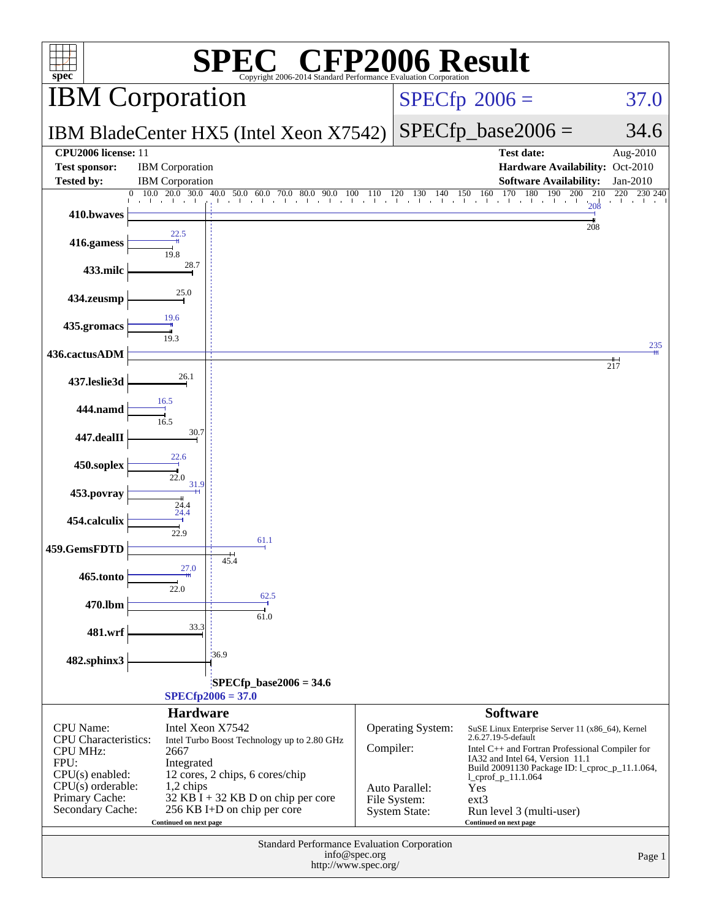# SPEC CFP2006 Result

Copyright 2006-2014 Standard Performance Evaluation Corporation

## IBM Corporation

**IBM BladeCenter HX5 (Intel Xeon X7542)**

SPECfp 2006 = 37.0

SPECfp_base2006 = 34.6

| | | | |
|---|---|---|---|
| **CPU2006 license:** 11 | | **Test date:** | Aug-2010 |
| **Test sponsor:** | IBM Corporation | **Hardware Availability:** | Oct-2010 |
| **Tested by:** | IBM Corporation | **Software Availability:** | Jan-2010 |

| Benchmark | Peak | Base |
|---|---|---|
| 410.bwaves | 208 | 208 |
| 416.gamess | 22.5 | 19.8 |
| 433.milc | | 28.7 |
| 434.zeusmp | | 25.0 |
| 435.gromacs | 19.6 | 19.3 |
| 436.cactusADM | 235 | 217 |
| 437.leslie3d | | 26.1 |
| 444.namd | 16.5 | 16.5 |
| 447.dealII | | 30.7 |
| 450.soplex | 22.6 | 22.0 |
| 453.povray | 31.9 | 24.4 |
| 454.calculix | 24.4 | 22.9 |
| 459.GemsFDTD | 61.1 | 45.4 |
| 465.tonto | 27.0 | 22.0 |
| 470.lbm | 62.5 | 61.0 |
| 481.wrf | | 33.3 |
| 482.sphinx3 | | 36.9 |

SPECfp_base2006 = 34.6

SPECfp2006 = 37.0

### Hardware

| | |
|---|---|
| CPU Name: | Intel Xeon X7542 |
| CPU Characteristics: | Intel Turbo Boost Technology up to 2.80 GHz |
| CPU MHz: | 2667 |
| FPU: | Integrated |
| CPU(s) enabled: | 12 cores, 2 chips, 6 cores/chip |
| CPU(s) orderable: | 1,2 chips |
| Primary Cache: | 32 KB I + 32 KB D on chip per core |
| Secondary Cache: | 256 KB I+D on chip per core |

Continued on next page

### Software

| | |
|---|---|
| Operating System: | SuSE Linux Enterprise Server 11 (x86_64), Kernel 2.6.27.19-5-default |
| Compiler: | Intel C++ and Fortran Professional Compiler for IA32 and Intel 64, Version 11.1 Build 20091130 Package ID: l_cproc_p_11.1.064, l_cprof_p_11.1.064 |
| Auto Parallel: | Yes |
| File System: | ext3 |
| System State: | Run level 3 (multi-user) |

Continued on next page

Standard Performance Evaluation Corporation
info@spec.org
http://www.spec.org/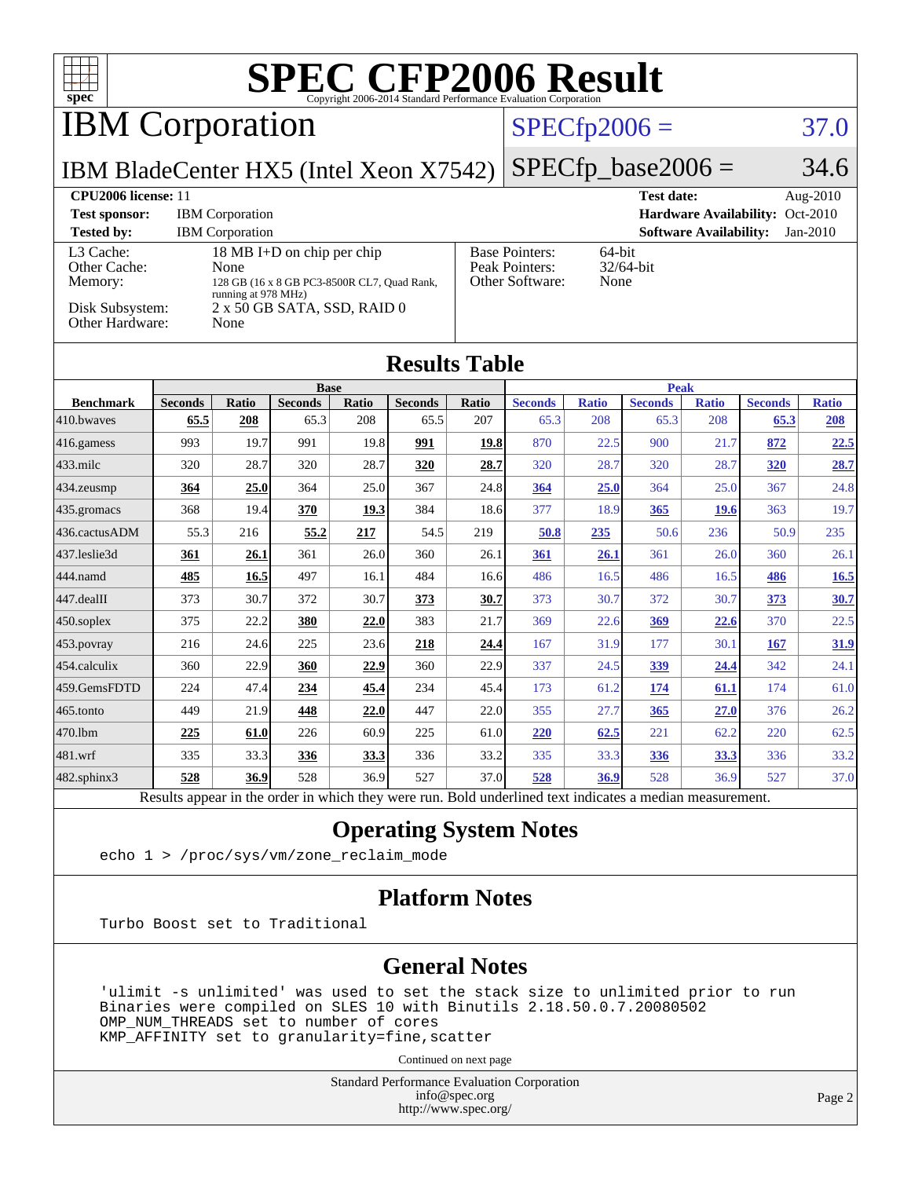# SPEC CFP2006 Result

Copyright 2006-2014 Standard Performance Evaluation Corporation

## IBM Corporation

**IBM BladeCenter HX5 (Intel Xeon X7542)**

SPECfp2006 = 37.0

SPECfp_base2006 = 34.6

**CPU2006 license:** 11 | **Test date:** Aug-2010
**Test sponsor:** IBM Corporation | **Hardware Availability:** Oct-2010
**Tested by:** IBM Corporation | **Software Availability:** Jan-2010

| | |
|---|---|
| L3 Cache: | 18 MB I+D on chip per chip |
| Other Cache: | None |
| Memory: | 128 GB (16 x 8 GB PC3-8500R CL7, Quad Rank, running at 978 MHz) |
| Disk Subsystem: | 2 x 50 GB SATA, SSD, RAID 0 |
| Other Hardware: | None |

| | |
|---|---|
| Base Pointers: | 64-bit |
| Peak Pointers: | 32/64-bit |
| Other Software: | None |

## Results Table

| | Base | | | | | | Peak | | | | | |
|---|---|---|---|---|---|---|---|---|---|---|---|---|
| **Benchmark** | **Seconds** | **Ratio** | **Seconds** | **Ratio** | **Seconds** | **Ratio** | **Seconds** | **Ratio** | **Seconds** | **Ratio** | **Seconds** | **Ratio** |
| 410.bwaves | **65.5** | **208** | 65.3 | 208 | 65.5 | 207 | 65.3 | 208 | 65.3 | 208 | **65.3** | **208** |
| 416.gamess | 993 | 19.7 | 991 | 19.8 | **991** | **19.8** | 870 | 22.5 | 900 | 21.7 | **872** | **22.5** |
| 433.milc | 320 | 28.7 | 320 | 28.7 | **320** | **28.7** | 320 | 28.7 | 320 | 28.7 | **320** | **28.7** |
| 434.zeusmp | **364** | **25.0** | 364 | 25.0 | 367 | 24.8 | **364** | **25.0** | 364 | 25.0 | 367 | 24.8 |
| 435.gromacs | 368 | 19.4 | **370** | **19.3** | 384 | 18.6 | 377 | 18.9 | **365** | **19.6** | 363 | 19.7 |
| 436.cactusADM | 55.3 | 216 | **55.2** | **217** | 54.5 | 219 | **50.8** | **235** | 50.6 | 236 | 50.9 | 235 |
| 437.leslie3d | **361** | **26.1** | 361 | 26.0 | 360 | 26.1 | **361** | **26.1** | 361 | 26.0 | 360 | 26.1 |
| 444.namd | **485** | **16.5** | 497 | 16.1 | 484 | 16.6 | 486 | 16.5 | 486 | 16.5 | **486** | **16.5** |
| 447.dealII | 373 | 30.7 | 372 | 30.7 | **373** | **30.7** | 373 | 30.7 | 372 | 30.7 | **373** | **30.7** |
| 450.soplex | 375 | 22.2 | **380** | **22.0** | 383 | 21.7 | 369 | 22.6 | **369** | **22.6** | 370 | 22.5 |
| 453.povray | 216 | 24.6 | 225 | 23.6 | **218** | **24.4** | 167 | 31.9 | 177 | 30.1 | **167** | **31.9** |
| 454.calculix | 360 | 22.9 | **360** | **22.9** | 360 | 22.9 | 337 | 24.5 | **339** | **24.4** | 342 | 24.1 |
| 459.GemsFDTD | 224 | 47.4 | **234** | **45.4** | 234 | 45.4 | 173 | 61.2 | **174** | **61.1** | 174 | 61.0 |
| 465.tonto | 449 | 21.9 | **448** | **22.0** | 447 | 22.0 | 355 | 27.7 | **365** | **27.0** | 376 | 26.2 |
| 470.lbm | **225** | **61.0** | 226 | 60.9 | 225 | 61.0 | **220** | **62.5** | 221 | 62.2 | 220 | 62.5 |
| 481.wrf | 335 | 33.3 | **336** | **33.3** | 336 | 33.2 | 335 | 33.3 | **336** | **33.3** | 336 | 33.2 |
| 482.sphinx3 | **528** | **36.9** | 528 | 36.9 | 527 | 37.0 | **528** | **36.9** | 528 | 36.9 | 527 | 37.0 |

Results appear in the order in which they were run. Bold underlined text indicates a median measurement.

## Operating System Notes

```
echo 1 > /proc/sys/vm/zone_reclaim_mode
```

## Platform Notes

```
Turbo Boost set to Traditional
```

## General Notes

```
'ulimit -s unlimited' was used to set the stack size to unlimited prior to run
Binaries were compiled on SLES 10 with Binutils 2.18.50.0.7.20080502
OMP_NUM_THREADS set to number of cores
KMP_AFFINITY set to granularity=fine,scatter
```

Continued on next page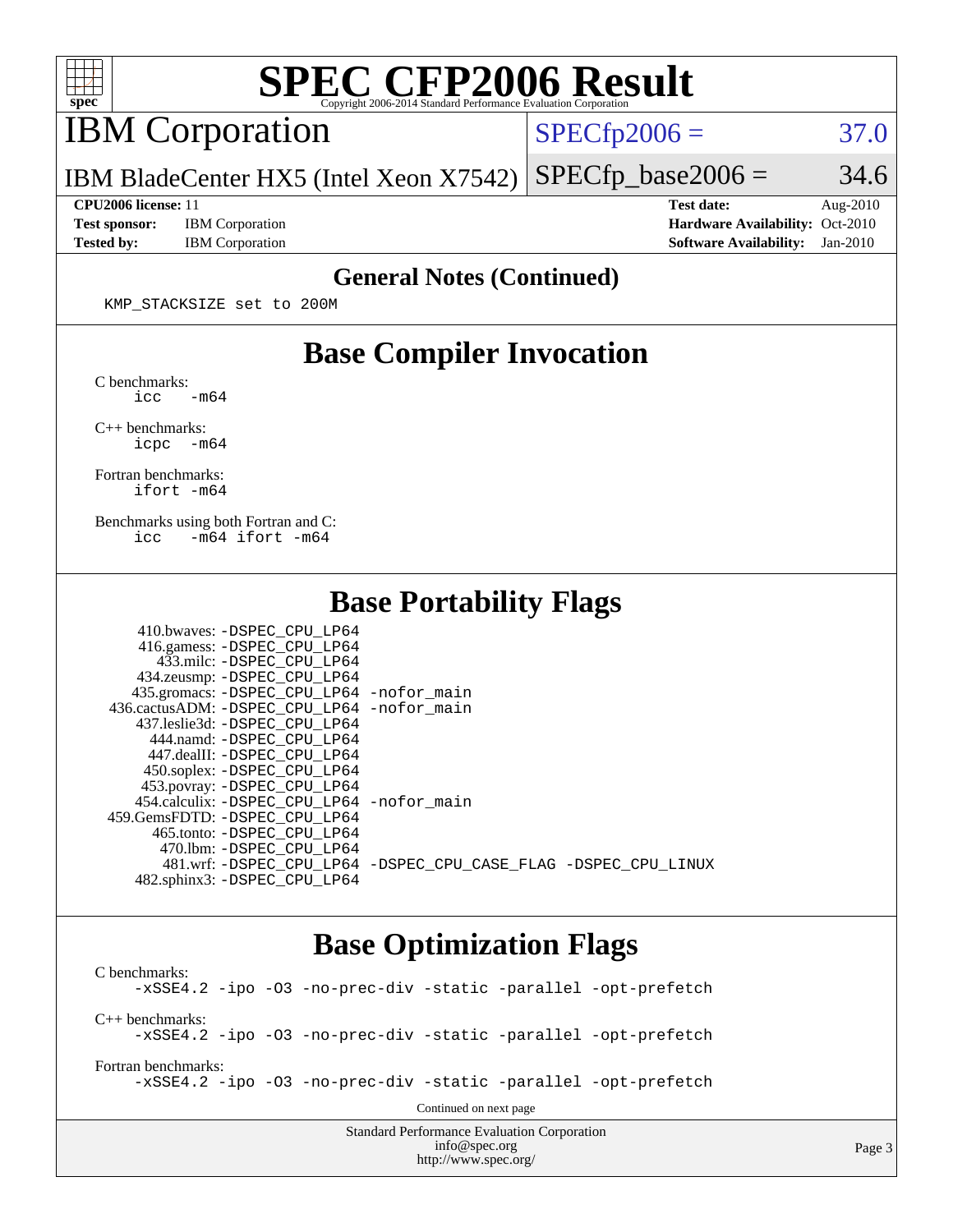# SPEC CFP2006 Result

Copyright 2006-2014 Standard Performance Evaluation Corporation

## IBM Corporation

IBM BladeCenter HX5 (Intel Xeon X7542)

SPECfp2006 = 37.0

SPECfp_base2006 = 34.6

| | | | |
|---|---|---|---|
| **CPU2006 license:** 11 | | **Test date:** | Aug-2010 |
| **Test sponsor:** | IBM Corporation | **Hardware Availability:** | Oct-2010 |
| **Tested by:** | IBM Corporation | **Software Availability:** | Jan-2010 |

### General Notes (Continued)

```
KMP_STACKSIZE set to 200M
```

## Base Compiler Invocation

C benchmarks:
```
icc   -m64
```

C++ benchmarks:
```
icpc  -m64
```

Fortran benchmarks:
```
ifort -m64
```

Benchmarks using both Fortran and C:
```
icc   -m64 ifort -m64
```

## Base Portability Flags

```
     410.bwaves: -DSPEC_CPU_LP64
     416.gamess: -DSPEC_CPU_LP64
       433.milc: -DSPEC_CPU_LP64
    434.zeusmp: -DSPEC_CPU_LP64
   435.gromacs: -DSPEC_CPU_LP64 -nofor_main
 436.cactusADM: -DSPEC_CPU_LP64 -nofor_main
   437.leslie3d: -DSPEC_CPU_LP64
      444.namd: -DSPEC_CPU_LP64
     447.dealII: -DSPEC_CPU_LP64
     450.soplex: -DSPEC_CPU_LP64
     453.povray: -DSPEC_CPU_LP64
   454.calculix: -DSPEC_CPU_LP64 -nofor_main
 459.GemsFDTD: -DSPEC_CPU_LP64
      465.tonto: -DSPEC_CPU_LP64
        470.lbm: -DSPEC_CPU_LP64
        481.wrf: -DSPEC_CPU_LP64 -DSPEC_CPU_CASE_FLAG -DSPEC_CPU_LINUX
    482.sphinx3: -DSPEC_CPU_LP64
```

## Base Optimization Flags

C benchmarks:
```
-xSSE4.2 -ipo -O3 -no-prec-div -static -parallel -opt-prefetch
```

C++ benchmarks:
```
-xSSE4.2 -ipo -O3 -no-prec-div -static -parallel -opt-prefetch
```

Fortran benchmarks:
```
-xSSE4.2 -ipo -O3 -no-prec-div -static -parallel -opt-prefetch
```

Continued on next page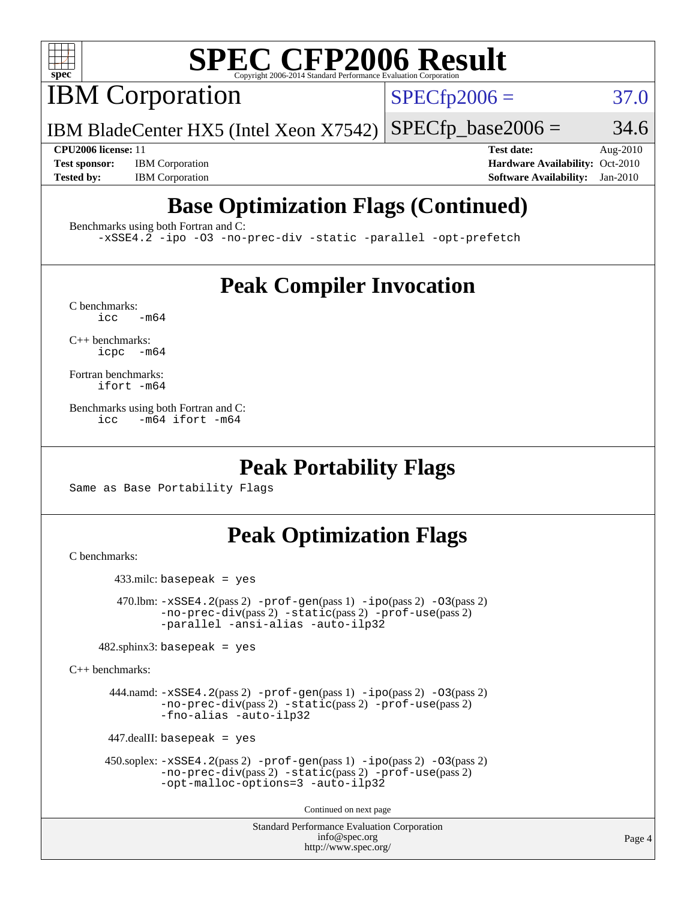# SPEC CFP2006 Result

Copyright 2006-2014 Standard Performance Evaluation Corporation

## IBM Corporation

IBM BladeCenter HX5 (Intel Xeon X7542)

SPECfp2006 = 37.0

SPECfp_base2006 = 34.6

| | | | |
|---|---|---|---|
| **CPU2006 license:** 11 | | **Test date:** | Aug-2010 |
| **Test sponsor:** | IBM Corporation | **Hardware Availability:** | Oct-2010 |
| **Tested by:** | IBM Corporation | **Software Availability:** | Jan-2010 |

## Base Optimization Flags (Continued)

Benchmarks using both Fortran and C:

```
-xSSE4.2 -ipo -O3 -no-prec-div -static -parallel -opt-prefetch
```

## Peak Compiler Invocation

C benchmarks:

```
icc   -m64
```

C++ benchmarks:

```
icpc  -m64
```

Fortran benchmarks:

```
ifort -m64
```

Benchmarks using both Fortran and C:

```
icc   -m64 ifort -m64
```

## Peak Portability Flags

Same as Base Portability Flags

## Peak Optimization Flags

C benchmarks:

433.milc: basepeak = yes

470.lbm: -xSSE4.2(pass 2) -prof-gen(pass 1) -ipo(pass 2) -O3(pass 2) -no-prec-div(pass 2) -static(pass 2) -prof-use(pass 2) -parallel -ansi-alias -auto-ilp32

482.sphinx3: basepeak = yes

C++ benchmarks:

444.namd: -xSSE4.2(pass 2) -prof-gen(pass 1) -ipo(pass 2) -O3(pass 2) -no-prec-div(pass 2) -static(pass 2) -prof-use(pass 2) -fno-alias -auto-ilp32

447.dealII: basepeak = yes

450.soplex: -xSSE4.2(pass 2) -prof-gen(pass 1) -ipo(pass 2) -O3(pass 2) -no-prec-div(pass 2) -static(pass 2) -prof-use(pass 2) -opt-malloc-options=3 -auto-ilp32

Continued on next page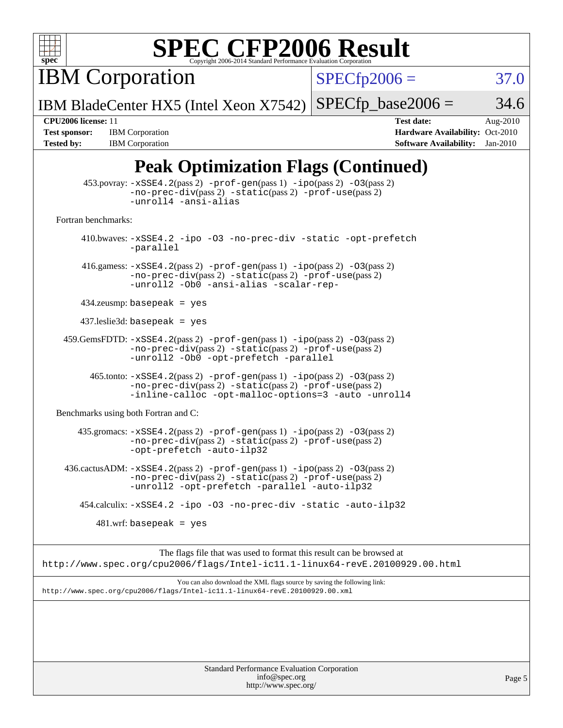# Peak Optimization Flags (Continued)

453.povray: -xSSE4.2(pass 2) -prof-gen(pass 1) -ipo(pass 2) -O3(pass 2) -no-prec-div(pass 2) -static(pass 2) -prof-use(pass 2) -unroll4 -ansi-alias

Fortran benchmarks:

410.bwaves: -xSSE4.2 -ipo -O3 -no-prec-div -static -opt-prefetch -parallel

416.gamess: -xSSE4.2(pass 2) -prof-gen(pass 1) -ipo(pass 2) -O3(pass 2) -no-prec-div(pass 2) -static(pass 2) -prof-use(pass 2) -unroll2 -Ob0 -ansi-alias -scalar-rep-

434.zeusmp: basepeak = yes

437.leslie3d: basepeak = yes

459.GemsFDTD: -xSSE4.2(pass 2) -prof-gen(pass 1) -ipo(pass 2) -O3(pass 2) -no-prec-div(pass 2) -static(pass 2) -prof-use(pass 2) -unroll2 -Ob0 -opt-prefetch -parallel

465.tonto: -xSSE4.2(pass 2) -prof-gen(pass 1) -ipo(pass 2) -O3(pass 2) -no-prec-div(pass 2) -static(pass 2) -prof-use(pass 2) -inline-calloc -opt-malloc-options=3 -auto -unroll4

Benchmarks using both Fortran and C:

435.gromacs: -xSSE4.2(pass 2) -prof-gen(pass 1) -ipo(pass 2) -O3(pass 2) -no-prec-div(pass 2) -static(pass 2) -prof-use(pass 2) -opt-prefetch -auto-ilp32

436.cactusADM: -xSSE4.2(pass 2) -prof-gen(pass 1) -ipo(pass 2) -O3(pass 2) -no-prec-div(pass 2) -static(pass 2) -prof-use(pass 2) -unroll2 -opt-prefetch -parallel -auto-ilp32

454.calculix: -xSSE4.2 -ipo -O3 -no-prec-div -static -auto-ilp32

481.wrf: basepeak = yes

The flags file that was used to format this result can be browsed at
http://www.spec.org/cpu2006/flags/Intel-ic11.1-linux64-revE.20100929.00.html

You can also download the XML flags source by saving the following link:
http://www.spec.org/cpu2006/flags/Intel-ic11.1-linux64-revE.20100929.00.xml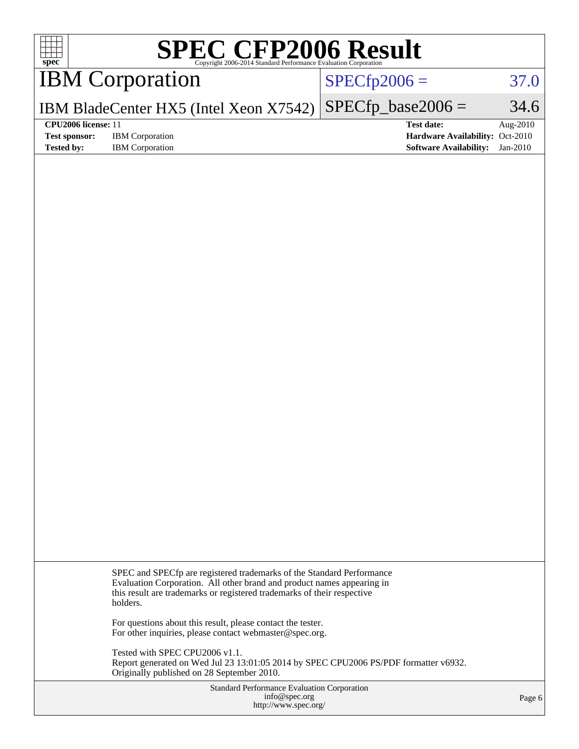SPEC and SPECfp are registered trademarks of the Standard Performance Evaluation Corporation. All other brand and product names appearing in this result are trademarks or registered trademarks of their respective holders.

For questions about this result, please contact the tester.
For other inquiries, please contact webmaster@spec.org.

Tested with SPEC CPU2006 v1.1.
Report generated on Wed Jul 23 13:01:05 2014 by SPEC CPU2006 PS/PDF formatter v6932.
Originally published on 28 September 2010.